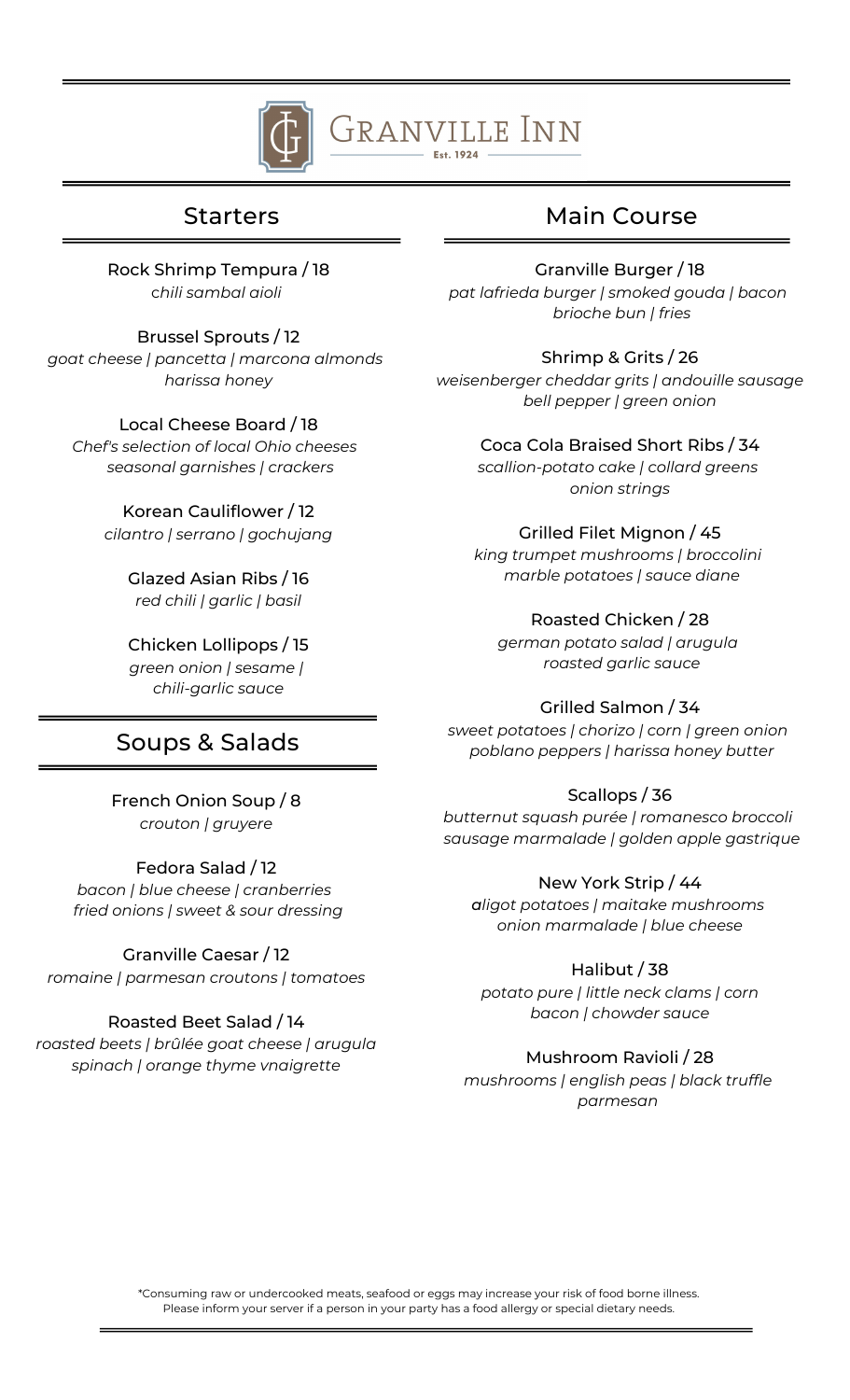# Granville Inn

Est. 1924

## Starters

**Rock Shrimp Tempura / 18**
*chili sambal aioli*

**Brussel Sprouts / 12**
*goat cheese | pancetta | marcona almonds harissa honey*

**Local Cheese Board / 18**
*Chef's selection of local Ohio cheeses seasonal garnishes | crackers*

**Korean Cauliflower / 12**
*cilantro | serrano | gochujang*

**Glazed Asian Ribs / 16**
*red chili | garlic | basil*

**Chicken Lollipops / 15**
*green onion | sesame | chili-garlic sauce*

## Soups & Salads

**French Onion Soup / 8**
*crouton | gruyere*

**Fedora Salad / 12**
*bacon | blue cheese | cranberries fried onions | sweet & sour dressing*

**Granville Caesar / 12**
*romaine | parmesan croutons | tomatoes*

**Roasted Beet Salad / 14**
*roasted beets | brûlée goat cheese | arugula spinach | orange thyme vnaigrette*

## Main Course

**Granville Burger / 18**
*pat lafrieda burger | smoked gouda | bacon brioche bun | fries*

**Shrimp & Grits / 26**
*weisenberger cheddar grits | andouille sausage bell pepper | green onion*

**Coca Cola Braised Short Ribs / 34**
*scallion-potato cake | collard greens onion strings*

**Grilled Filet Mignon / 45**
*king trumpet mushrooms | broccolini marble potatoes | sauce diane*

**Roasted Chicken / 28**
*german potato salad | arugula roasted garlic sauce*

**Grilled Salmon / 34**
*sweet potatoes | chorizo | corn | green onion poblano peppers | harissa honey butter*

**Scallops / 36**
*butternut squash purée | romanesco broccoli sausage marmalade | golden apple gastrique*

**New York Strip / 44**
*aligot potatoes | maitake mushrooms onion marmalade | blue cheese*

**Halibut / 38**
*potato pure | little neck clams | corn bacon | chowder sauce*

**Mushroom Ravioli / 28**
*mushrooms | english peas | black truffle parmesan*

*Consuming raw or undercooked meats, seafood or eggs may increase your risk of food borne illness. Please inform your server if a person in your party has a food allergy or special dietary needs.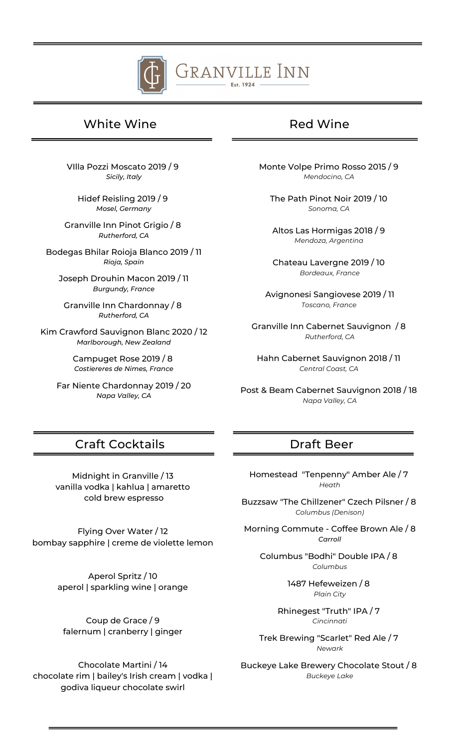# GRANVILLE INN

Est. 1924

## White Wine

VIlla Pozzi Moscato 2019 / 9
*Sicily, Italy*

Hidef Reisling 2019 / 9
*Mosel, Germany*

Granville Inn Pinot Grigio / 8
*Rutherford, CA*

Bodegas Bhilar Roioja Blanco 2019 / 11
*Rioja, Spain*

Joseph Drouhin Macon 2019 / 11
*Burgundy, France*

Granville Inn Chardonnay / 8
*Rutherford, CA*

Kim Crawford Sauvignon Blanc 2020 / 12
*Marlborough, New Zealand*

Campuget Rose 2019 / 8
*Costiereres de Nimes, France*

Far Niente Chardonnay 2019 / 20
*Napa Valley, CA*

## Red Wine

Monte Volpe Primo Rosso 2015 / 9
*Mendocino, CA*

The Path Pinot Noir 2019 / 10
*Sonoma, CA*

Altos Las Hormigas 2018 / 9
*Mendoza, Argentina*

Chateau Lavergne 2019 / 10
*Bordeaux, France*

Avignonesi Sangiovese 2019 / 11
*Toscano, France*

Granville Inn Cabernet Sauvignon / 8
*Rutherford, CA*

Hahn Cabernet Sauvignon 2018 / 11
*Central Coast, CA*

Post & Beam Cabernet Sauvignon 2018 / 18
*Napa Valley, CA*

## Craft Cocktails

Midnight in Granville / 13
vanilla vodka | kahlua | amaretto
cold brew espresso

Flying Over Water / 12
bombay sapphire | creme de violette lemon

Aperol Spritz / 10
aperol | sparkling wine | orange

Coup de Grace / 9
falernum | cranberry | ginger

Chocolate Martini / 14
chocolate rim | bailey's Irish cream | vodka |
godiva liqueur chocolate swirl

## Draft Beer

Homestead "Tenpenny" Amber Ale / 7
*Heath*

Buzzsaw "The Chillzener" Czech Pilsner / 8
*Columbus (Denison)*

Morning Commute - Coffee Brown Ale / 8
*Carroll*

Columbus "Bodhi" Double IPA / 8
*Columbus*

1487 Hefeweizen / 8
*Plain City*

Rhinegest "Truth" IPA / 7
*Cincinnati*

Trek Brewing "Scarlet" Red Ale / 7
*Newark*

Buckeye Lake Brewery Chocolate Stout / 8
*Buckeye Lake*